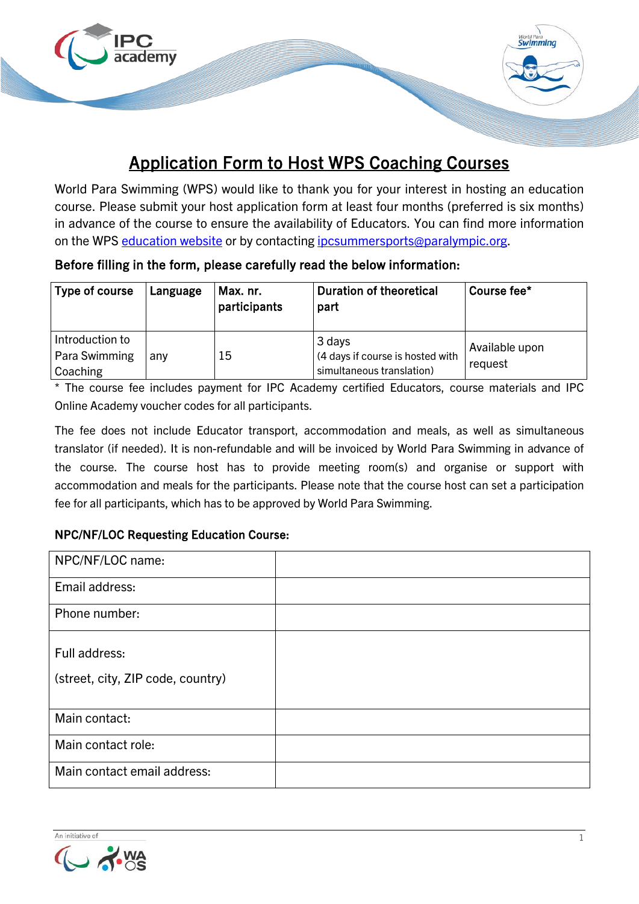# Application Form to Host WPS Coaching Courses

World Para Swimming (WPS) would like to thank you for your interest in hosting an education course. Please submit your host application form at least four months (preferred is six months) in advance of the course to ensure the availability of Educators. You can find more information on the WPS education website or by contacting ipcsummersports@paralympic.org.

**Before filling in the form, please carefully read the below information:**

| Type of course | Language | Max. nr. participants | Duration of theoretical part | Course fee* |
|---|---|---|---|---|
| Introduction to Para Swimming Coaching | any | 15 | 3 days (4 days if course is hosted with simultaneous translation) | Available upon request |

* The course fee includes payment for IPC Academy certified Educators, course materials and IPC Online Academy voucher codes for all participants.

The fee does not include Educator transport, accommodation and meals, as well as simultaneous translator (if needed). It is non-refundable and will be invoiced by World Para Swimming in advance of the course. The course host has to provide meeting room(s) and organise or support with accommodation and meals for the participants. Please note that the course host can set a participation fee for all participants, which has to be approved by World Para Swimming.

**NPC/NF/LOC Requesting Education Course:**

| | |
|---|---|
| NPC/NF/LOC name: | |
| Email address: | |
| Phone number: | |
| Full address: (street, city, ZIP code, country) | |
| Main contact: | |
| Main contact role: | |
| Main contact email address: | |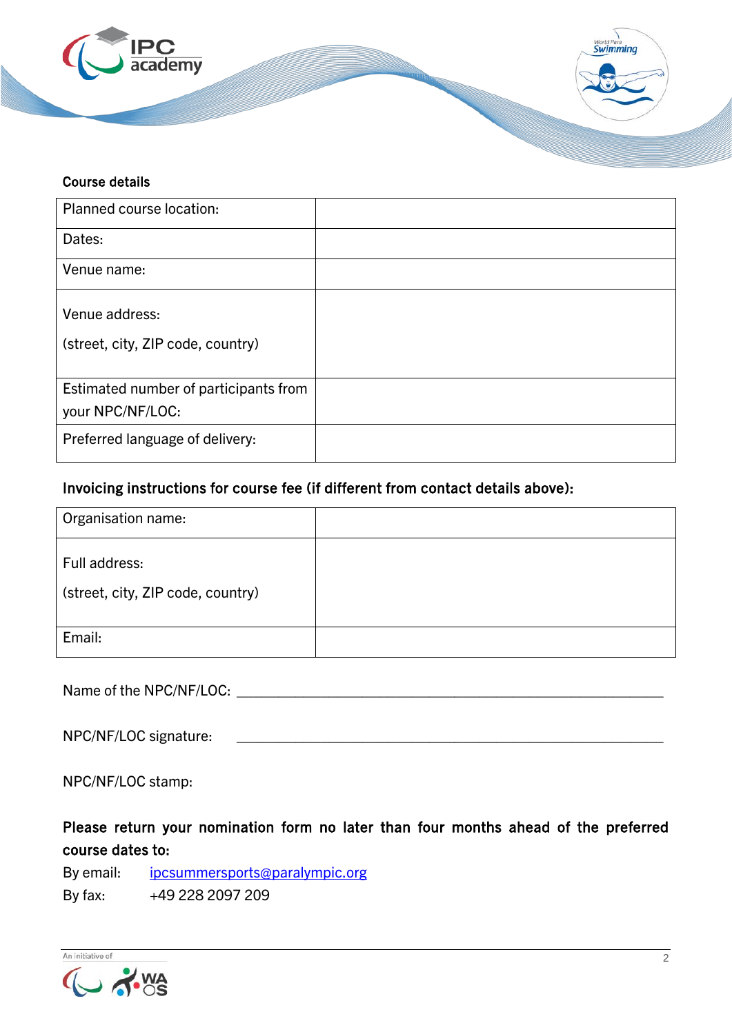**Course details**

| | |
|---|---|
| Planned course location: | |
| Dates: | |
| Venue name: | |
| Venue address:<br><br>(street, city, ZIP code, country) | |
| Estimated number of participants from your NPC/NF/LOC: | |
| Preferred language of delivery: | |

**Invoicing instructions for course fee (if different from contact details above):**

| | |
|---|---|
| Organisation name: | |
| Full address:<br><br>(street, city, ZIP code, country) | |
| Email: | |

Name of the NPC/NF/LOC: ____________________________________________

NPC/NF/LOC signature: ____________________________________________

NPC/NF/LOC stamp:

**Please return your nomination form no later than four months ahead of the preferred course dates to:**

By email: ipcsummersports@paralympic.org

By fax: +49 228 2097 209

An initiative of